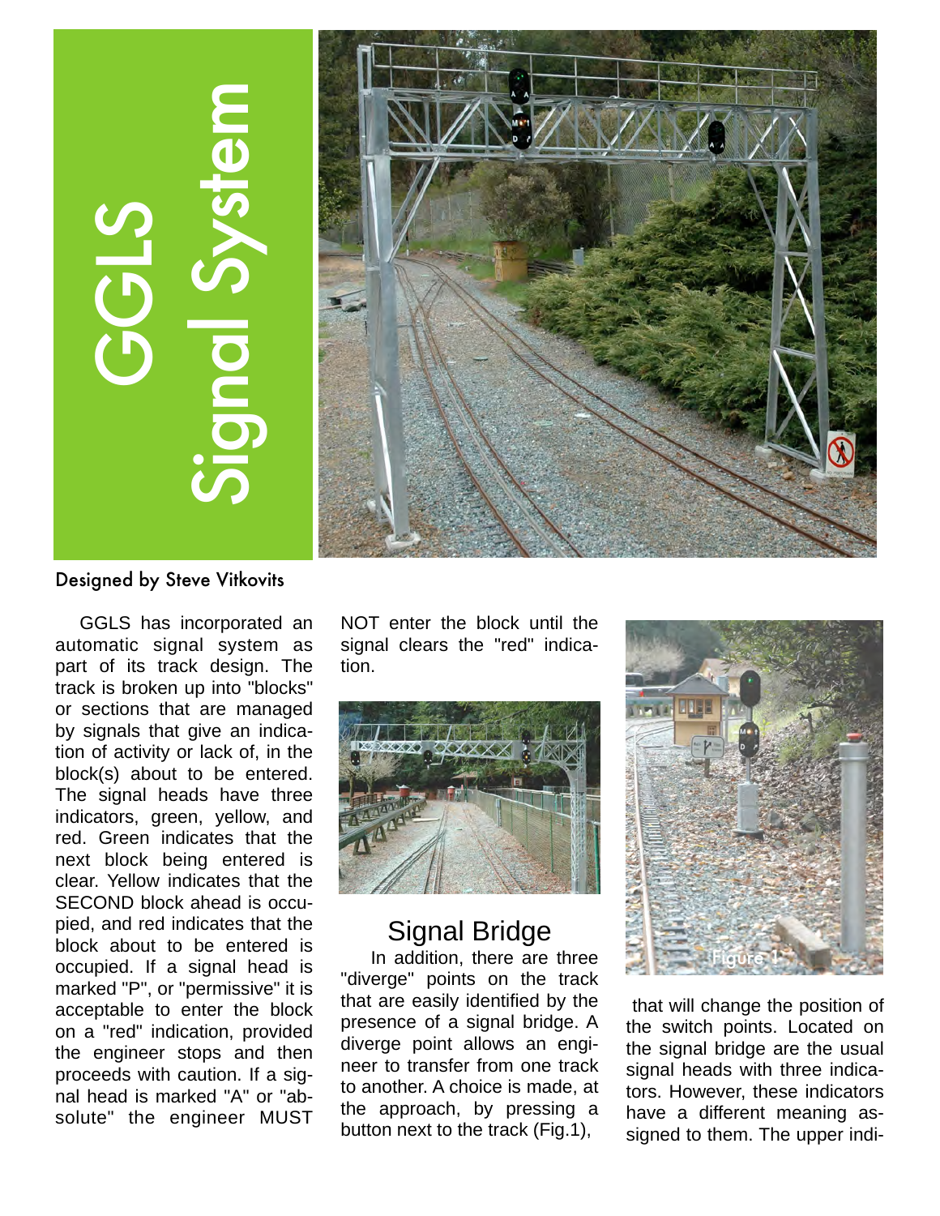# GGLS Signal System

Designed by Steve Vitkovits

GGLS has incorporated an automatic signal system as part of its track design. The track is broken up into "blocks" or sections that are managed by signals that give an indication of activity or lack of, in the block(s) about to be entered. The signal heads have three indicators, green, yellow, and red. Green indicates that the next block being entered is clear. Yellow indicates that the SECOND block ahead is occupied, and red indicates that the block about to be entered is occupied. If a signal head is marked "P", or "permissive" it is acceptable to enter the block on a "red" indication, provided the engineer stops and then proceeds with caution. If a signal head is marked "A" or "absolute" the engineer MUST NOT enter the block until the signal clears the "red" indication.

## Signal Bridge

In addition, there are three "diverge" points on the track that are easily identified by the presence of a signal bridge. A diverge point allows an engineer to transfer from one track to another. A choice is made, at the approach, by pressing a button next to the track (Fig.1),

Figure 1

that will change the position of the switch points. Located on the signal bridge are the usual signal heads with three indicators. However, these indicators have a different meaning assigned to them. The upper indi-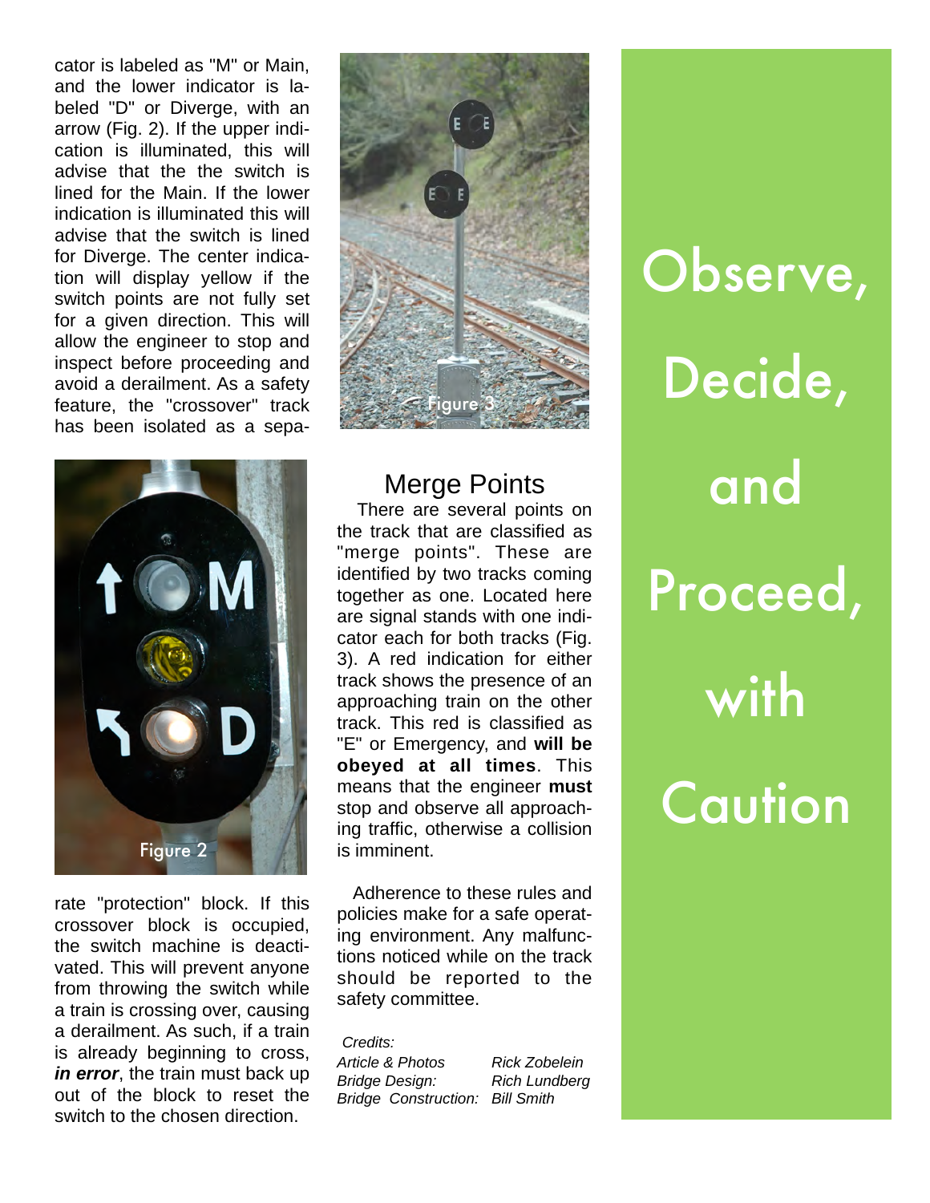cator is labeled as "M" or Main, and the lower indicator is labeled "D" or Diverge, with an arrow (Fig. 2). If the upper indication is illuminated, this will advise that the the switch is lined for the Main. If the lower indication is illuminated this will advise that the switch is lined for Diverge. The center indication will display yellow if the switch points are not fully set for a given direction. This will allow the engineer to stop and inspect before proceeding and avoid a derailment. As a safety feature, the "crossover" track has been isolated as a separate "protection" block. If this crossover block is occupied, the switch machine is deactivated. This will prevent anyone from throwing the switch while a train is crossing over, causing a derailment. As such, if a train is already beginning to cross, ***in error***, the train must back up out of the block to reset the switch to the chosen direction.

Figure 2

Figure 3

## Merge Points

There are several points on the track that are classified as "merge points". These are identified by two tracks coming together as one. Located here are signal stands with one indicator each for both tracks (Fig. 3). A red indication for either track shows the presence of an approaching train on the other track. This red is classified as "E" or Emergency, and **will be obeyed at all times**. This means that the engineer **must** stop and observe all approaching traffic, otherwise a collision is imminent.

Adherence to these rules and policies make for a safe operating environment. Any malfunctions noticed while on the track should be reported to the safety committee.

*Credits:*

*Article & Photos* — *Rick Zobelein*
*Bridge Design:* — *Rich Lundberg*
*Bridge Construction:* — *Bill Smith*

Observe, Decide, and Proceed, with Caution